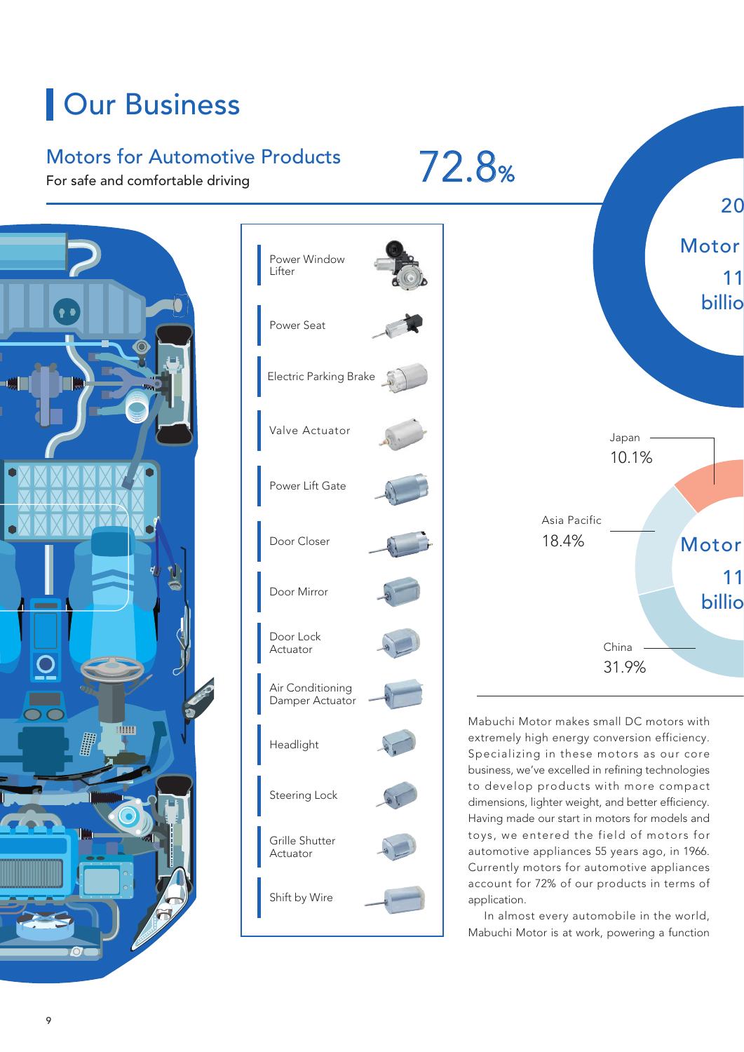# Our Business

## Motors for Automotive Products

For safe and comfortable driving

72.8%

- Power Window Lifter
- Power Seat
- Electric Parking Brake
- Valve Actuator
- Power Lift Gate
- Door Closer
- Door Mirror
- Door Lock Actuator
- Air Conditioning Damper Actuator
- Headlight
- Steering Lock
- Grille Shutter Actuator
- Shift by Wire

20

Motor

11

billio

Japan
10.1%

Asia Pacific
18.4%

China
31.9%

Motor

11

billio

Mabuchi Motor makes small DC motors with extremely high energy conversion efficiency. Specializing in these motors as our core business, we've excelled in refining technologies to develop products with more compact dimensions, lighter weight, and better efficiency. Having made our start in motors for models and toys, we entered the field of motors for automotive appliances 55 years ago, in 1966. Currently motors for automotive appliances account for 72% of our products in terms of application.

In almost every automobile in the world, Mabuchi Motor is at work, powering a function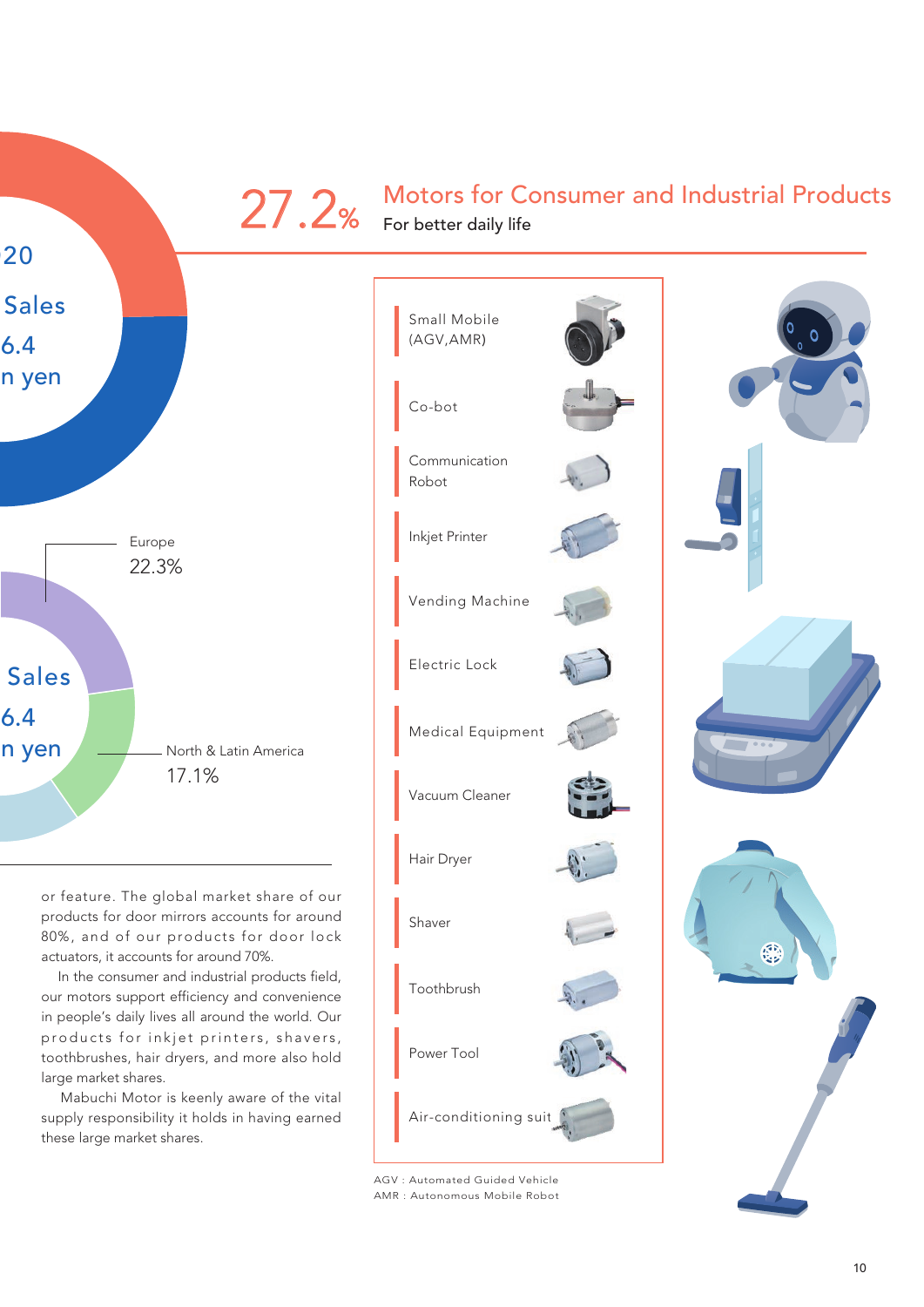20
Sales
6.4
n yen

Europe
22.3%

Sales
6.4
n yen

North & Latin America
17.1%

or feature. The global market share of our products for door mirrors accounts for around 80%, and of our products for door lock actuators, it accounts for around 70%.

In the consumer and industrial products field, our motors support efficiency and convenience in people's daily lives all around the world. Our products for inkjet printers, shavers, toothbrushes, hair dryers, and more also hold large market shares.

Mabuchi Motor is keenly aware of the vital supply responsibility it holds in having earned these large market shares.

## 27.2% Motors for Consumer and Industrial Products

For better daily life

- Small Mobile (AGV,AMR)
- Co-bot
- Communication Robot
- Inkjet Printer
- Vending Machine
- Electric Lock
- Medical Equipment
- Vacuum Cleaner
- Hair Dryer
- Shaver
- Toothbrush
- Power Tool
- Air-conditioning suit

AGV : Automated Guided Vehicle
AMR : Autonomous Mobile Robot